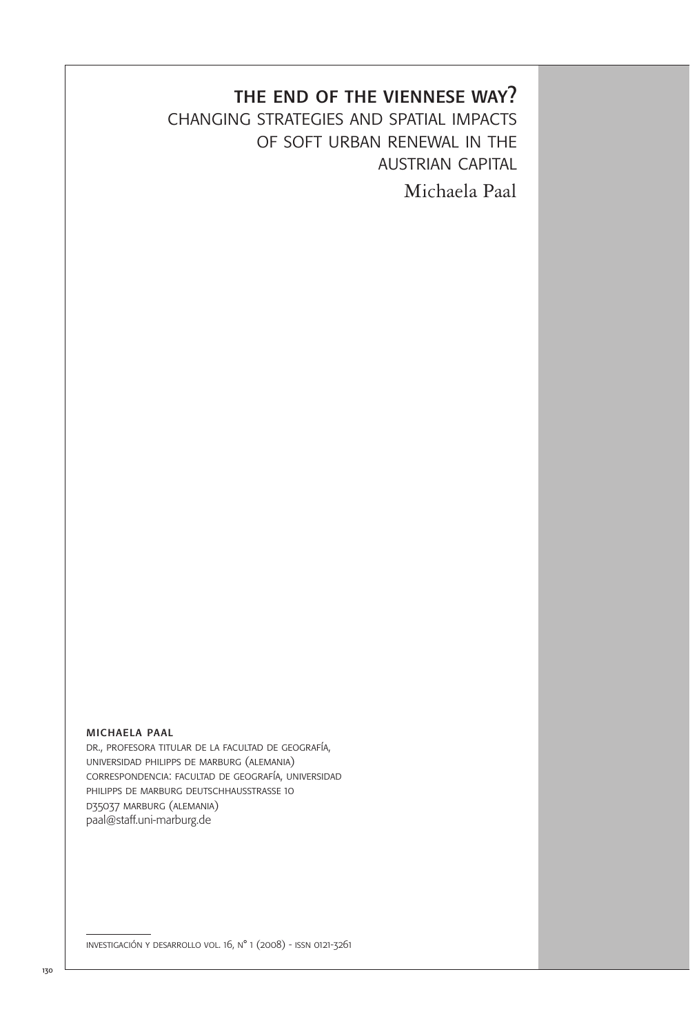# THE END OF THE VIENNESE WAY?

## CHANGING STRATEGIES AND SPATIAL IMPACTS OF SOFT URBAN RENEWAL IN THE AUSTRIAN CAPITAL

Michaela Paal

**MICHAELA PAAL**

DR., PROFESORA TITULAR DE LA FACULTAD DE GEOGRAFÍA, UNIVERSIDAD PHILIPPS DE MARBURG (ALEMANIA)
CORRESPONDENCIA: FACULTAD DE GEOGRAFÍA, UNIVERSIDAD PHILIPPS DE MARBURG DEUTSCHHAUSSTRASSE 10
D35037 MARBURG (ALEMANIA)
paal@staff.uni-marburg.de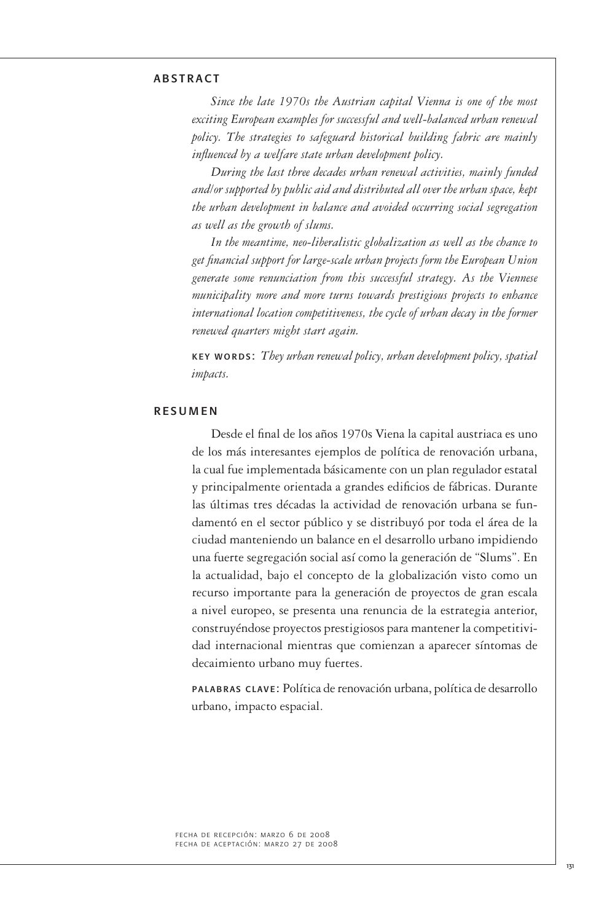## ABSTRACT

*Since the late 1970s the Austrian capital Vienna is one of the most exciting European examples for successful and well-balanced urban renewal policy. The strategies to safeguard historical building fabric are mainly influenced by a welfare state urban development policy.*

*During the last three decades urban renewal activities, mainly funded and/or supported by public aid and distributed all over the urban space, kept the urban development in balance and avoided occurring social segregation as well as the growth of slums.*

*In the meantime, neo-liberalistic globalization as well as the chance to get financial support for large-scale urban projects form the European Union generate some renunciation from this successful strategy. As the Viennese municipality more and more turns towards prestigious projects to enhance international location competitiveness, the cycle of urban decay in the former renewed quarters might start again.*

**KEY WORDS:** *They urban renewal policy, urban development policy, spatial impacts.*

## RESUMEN

Desde el final de los años 1970s Viena la capital austriaca es uno de los más interesantes ejemplos de política de renovación urbana, la cual fue implementada básicamente con un plan regulador estatal y principalmente orientada a grandes edificios de fábricas. Durante las últimas tres décadas la actividad de renovación urbana se fundamentó en el sector público y se distribuyó por toda el área de la ciudad manteniendo un balance en el desarrollo urbano impidiendo una fuerte segregación social así como la generación de "Slums". En la actualidad, bajo el concepto de la globalización visto como un recurso importante para la generación de proyectos de gran escala a nivel europeo, se presenta una renuncia de la estrategia anterior, construyéndose proyectos prestigiosos para mantener la competitividad internacional mientras que comienzan a aparecer síntomas de decaimiento urbano muy fuertes.

**PALABRAS CLAVE:** Política de renovación urbana, política de desarrollo urbano, impacto espacial.

FECHA DE RECEPCIÓN: MARZO 6 DE 2008
FECHA DE ACEPTACIÓN: MARZO 27 DE 2008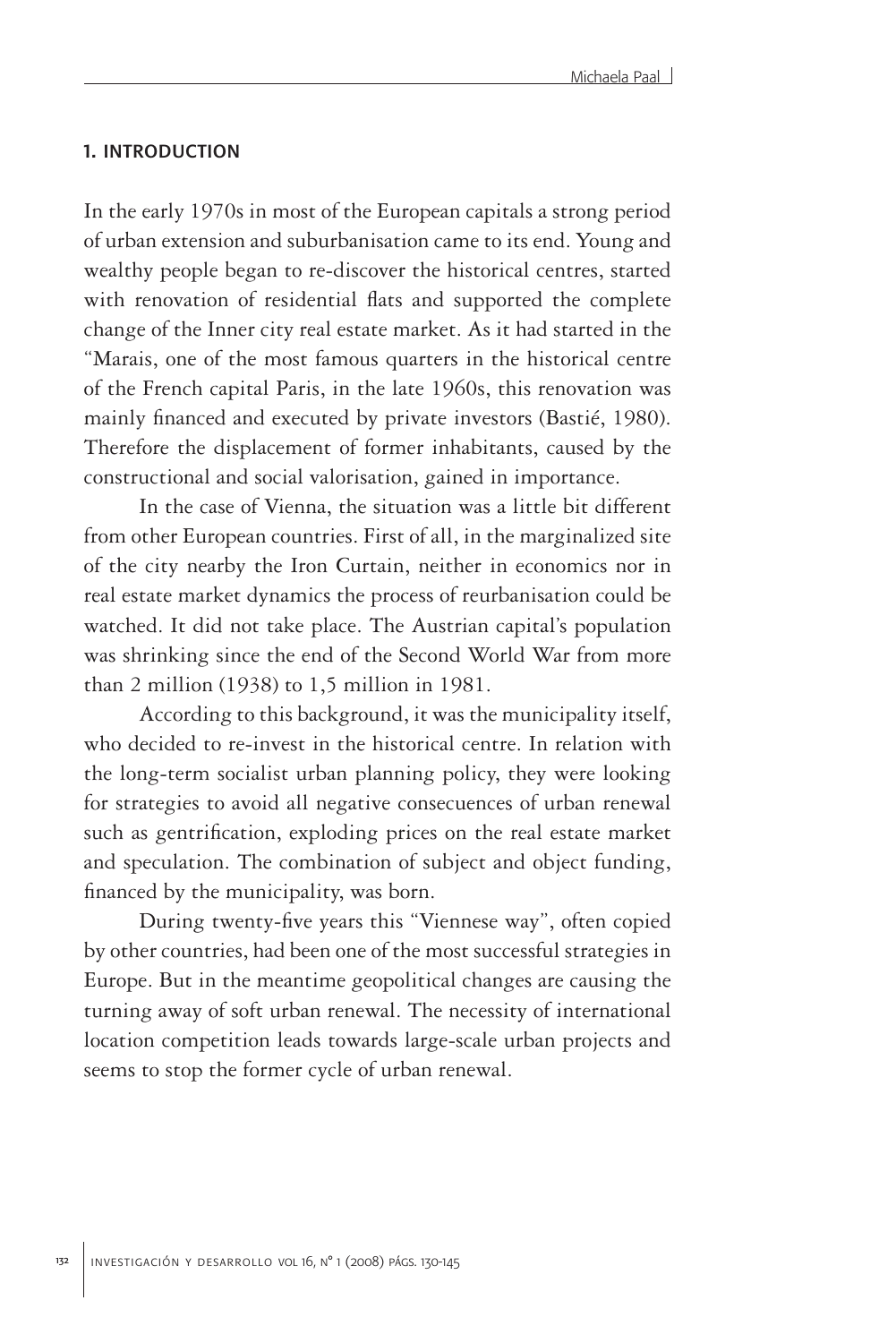## 1. INTRODUCTION

In the early 1970s in most of the European capitals a strong period of urban extension and suburbanisation came to its end. Young and wealthy people began to re-discover the historical centres, started with renovation of residential flats and supported the complete change of the Inner city real estate market. As it had started in the "Marais, one of the most famous quarters in the historical centre of the French capital Paris, in the late 1960s, this renovation was mainly financed and executed by private investors (Bastié, 1980). Therefore the displacement of former inhabitants, caused by the constructional and social valorisation, gained in importance.

In the case of Vienna, the situation was a little bit different from other European countries. First of all, in the marginalized site of the city nearby the Iron Curtain, neither in economics nor in real estate market dynamics the process of reurbanisation could be watched. It did not take place. The Austrian capital's population was shrinking since the end of the Second World War from more than 2 million (1938) to 1,5 million in 1981.

According to this background, it was the municipality itself, who decided to re-invest in the historical centre. In relation with the long-term socialist urban planning policy, they were looking for strategies to avoid all negative consecuences of urban renewal such as gentrification, exploding prices on the real estate market and speculation. The combination of subject and object funding, financed by the municipality, was born.

During twenty-five years this "Viennese way", often copied by other countries, had been one of the most successful strategies in Europe. But in the meantime geopolitical changes are causing the turning away of soft urban renewal. The necessity of international location competition leads towards large-scale urban projects and seems to stop the former cycle of urban renewal.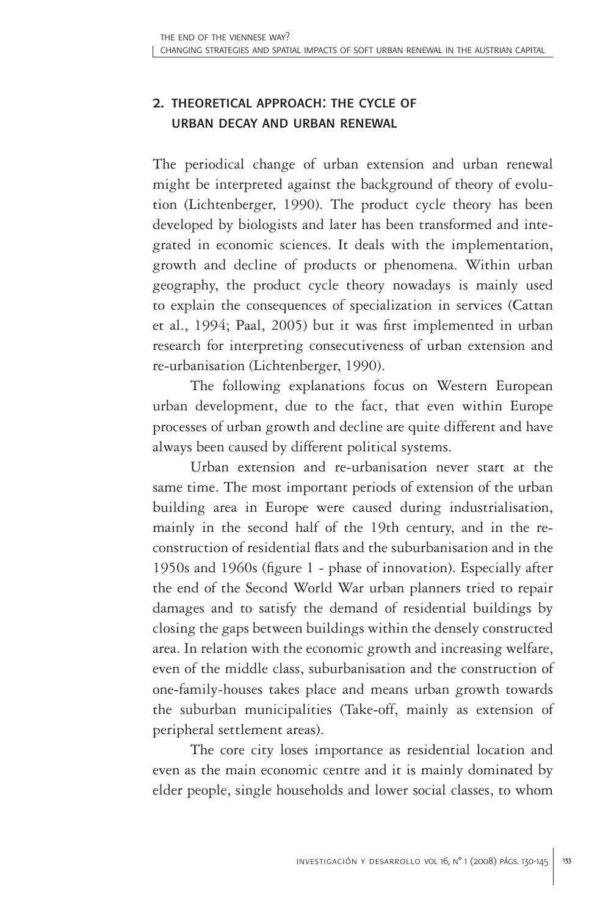## 2. THEORETICAL APPROACH: THE CYCLE OF URBAN DECAY AND URBAN RENEWAL

The periodical change of urban extension and urban renewal might be interpreted against the background of theory of evolution (Lichtenberger, 1990). The product cycle theory has been developed by biologists and later has been transformed and integrated in economic sciences. It deals with the implementation, growth and decline of products or phenomena. Within urban geography, the product cycle theory nowadays is mainly used to explain the consequences of specialization in services (Cattan et al., 1994; Paal, 2005) but it was first implemented in urban research for interpreting consecutiveness of urban extension and re-urbanisation (Lichtenberger, 1990).

The following explanations focus on Western European urban development, due to the fact, that even within Europe processes of urban growth and decline are quite different and have always been caused by different political systems.

Urban extension and re-urbanisation never start at the same time. The most important periods of extension of the urban building area in Europe were caused during industrialisation, mainly in the second half of the 19th century, and in the reconstruction of residential flats and the suburbanisation and in the 1950s and 1960s (figure 1 - phase of innovation). Especially after the end of the Second World War urban planners tried to repair damages and to satisfy the demand of residential buildings by closing the gaps between buildings within the densely constructed area. In relation with the economic growth and increasing welfare, even of the middle class, suburbanisation and the construction of one-family-houses takes place and means urban growth towards the suburban municipalities (Take-off, mainly as extension of peripheral settlement areas).

The core city loses importance as residential location and even as the main economic centre and it is mainly dominated by elder people, single households and lower social classes, to whom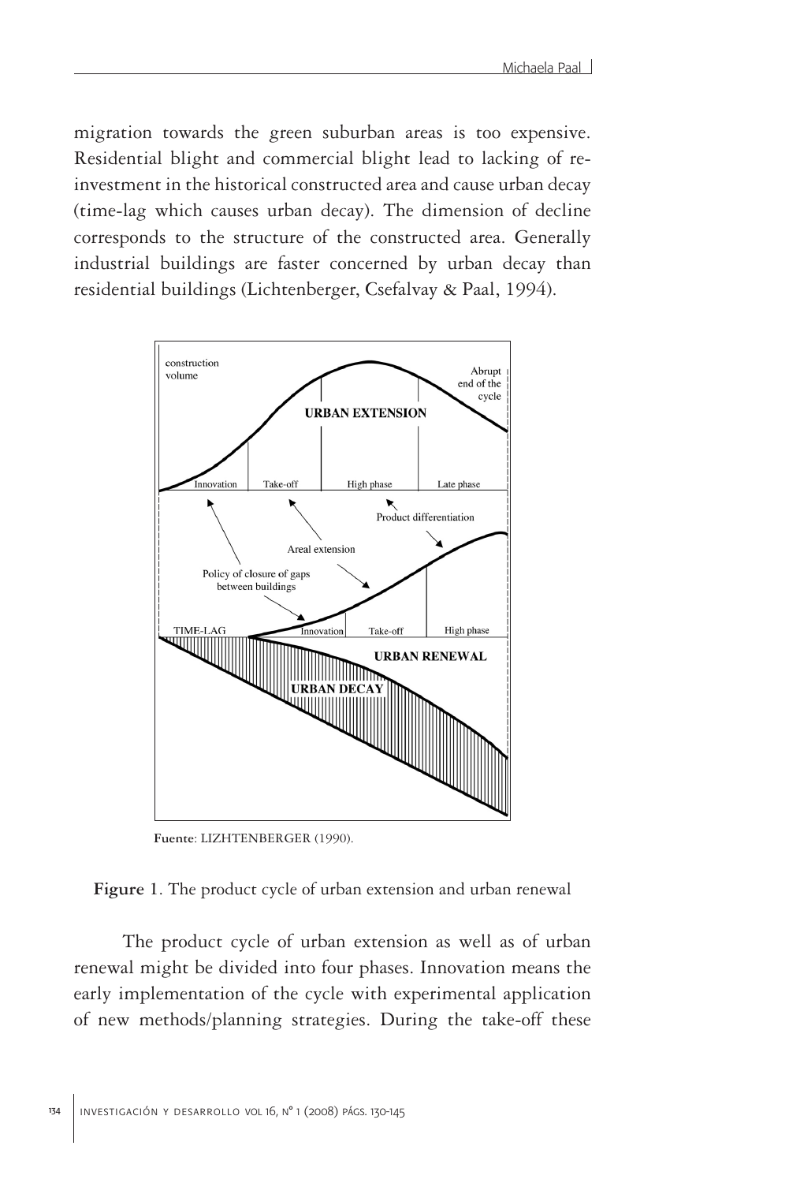migration towards the green suburban areas is too expensive. Residential blight and commercial blight lead to lacking of re-investment in the historical constructed area and cause urban decay (time-lag which causes urban decay). The dimension of decline corresponds to the structure of the constructed area. Generally industrial buildings are faster concerned by urban decay than residential buildings (Lichtenberger, Csefalvay & Paal, 1994).

**Fuente**: LIZHTENBERGER (1990).

**Figure 1**. The product cycle of urban extension and urban renewal

The product cycle of urban extension as well as of urban renewal might be divided into four phases. Innovation means the early implementation of the cycle with experimental application of new methods/planning strategies. During the take-off these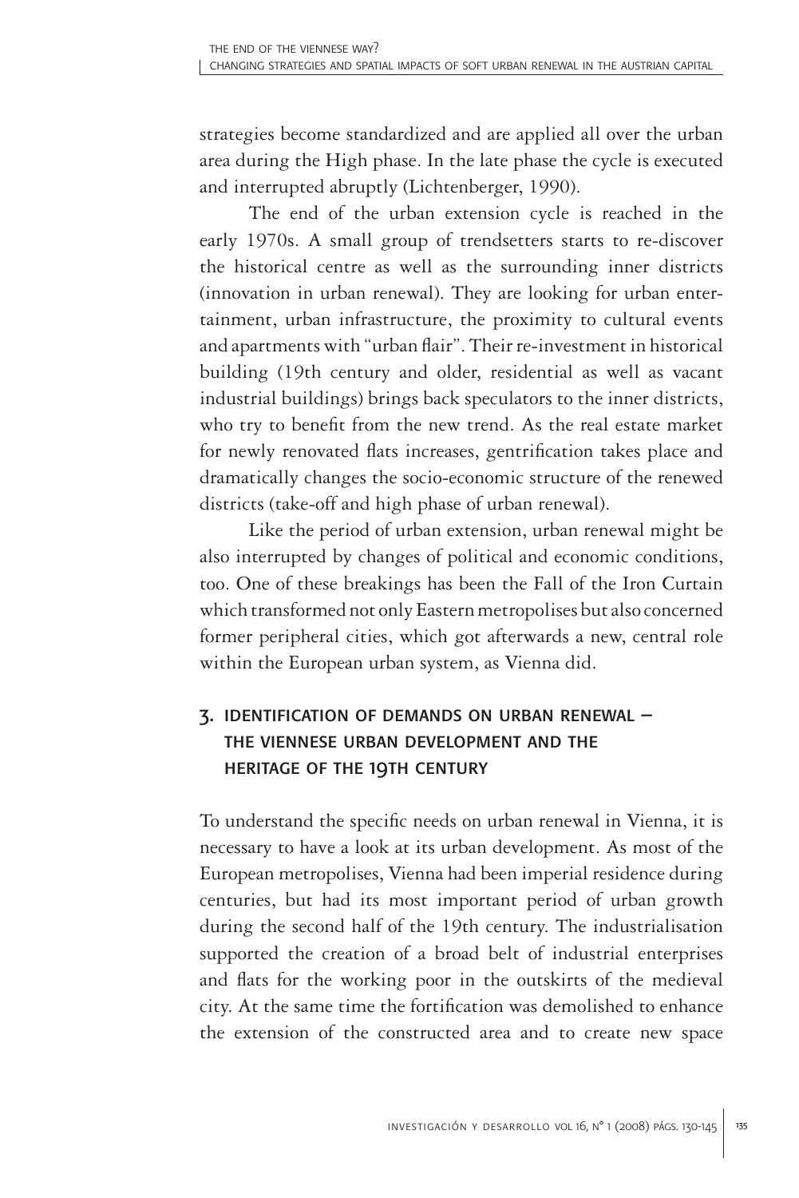strategies become standardized and are applied all over the urban area during the High phase. In the late phase the cycle is executed and interrupted abruptly (Lichtenberger, 1990).

The end of the urban extension cycle is reached in the early 1970s. A small group of trendsetters starts to re-discover the historical centre as well as the surrounding inner districts (innovation in urban renewal). They are looking for urban entertainment, urban infrastructure, the proximity to cultural events and apartments with "urban flair". Their re-investment in historical building (19th century and older, residential as well as vacant industrial buildings) brings back speculators to the inner districts, who try to benefit from the new trend. As the real estate market for newly renovated flats increases, gentrification takes place and dramatically changes the socio-economic structure of the renewed districts (take-off and high phase of urban renewal).

Like the period of urban extension, urban renewal might be also interrupted by changes of political and economic conditions, too. One of these breakings has been the Fall of the Iron Curtain which transformed not only Eastern metropolises but also concerned former peripheral cities, which got afterwards a new, central role within the European urban system, as Vienna did.

## 3. IDENTIFICATION OF DEMANDS ON URBAN RENEWAL – THE VIENNESE URBAN DEVELOPMENT AND THE HERITAGE OF THE 19TH CENTURY

To understand the specific needs on urban renewal in Vienna, it is necessary to have a look at its urban development. As most of the European metropolises, Vienna had been imperial residence during centuries, but had its most important period of urban growth during the second half of the 19th century. The industrialisation supported the creation of a broad belt of industrial enterprises and flats for the working poor in the outskirts of the medieval city. At the same time the fortification was demolished to enhance the extension of the constructed area and to create new space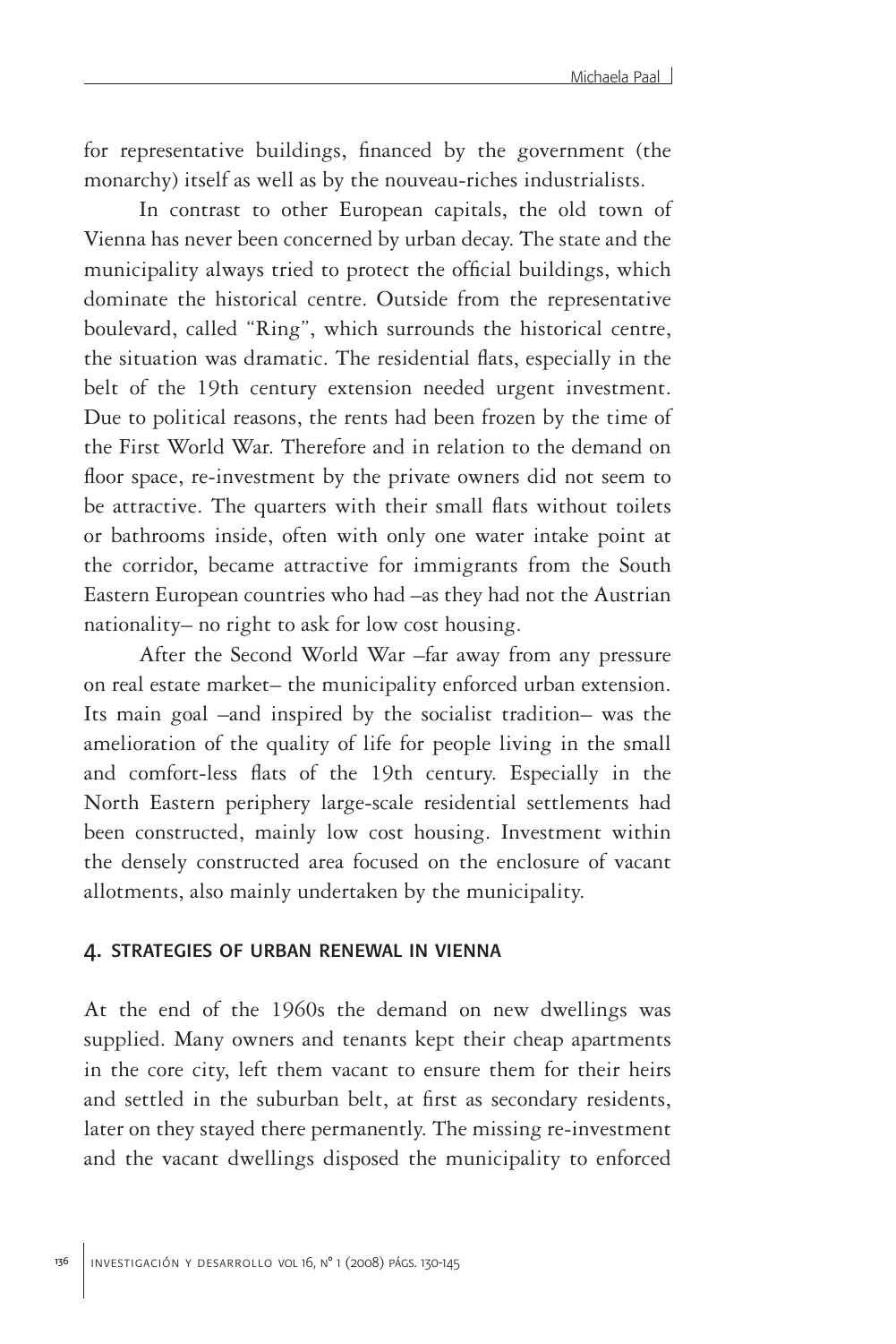for representative buildings, financed by the government (the monarchy) itself as well as by the nouveau-riches industrialists.

In contrast to other European capitals, the old town of Vienna has never been concerned by urban decay. The state and the municipality always tried to protect the official buildings, which dominate the historical centre. Outside from the representative boulevard, called "Ring", which surrounds the historical centre, the situation was dramatic. The residential flats, especially in the belt of the 19th century extension needed urgent investment. Due to political reasons, the rents had been frozen by the time of the First World War. Therefore and in relation to the demand on floor space, re-investment by the private owners did not seem to be attractive. The quarters with their small flats without toilets or bathrooms inside, often with only one water intake point at the corridor, became attractive for immigrants from the South Eastern European countries who had –as they had not the Austrian nationality– no right to ask for low cost housing.

After the Second World War –far away from any pressure on real estate market– the municipality enforced urban extension. Its main goal –and inspired by the socialist tradition– was the amelioration of the quality of life for people living in the small and comfort-less flats of the 19th century. Especially in the North Eastern periphery large-scale residential settlements had been constructed, mainly low cost housing. Investment within the densely constructed area focused on the enclosure of vacant allotments, also mainly undertaken by the municipality.

## 4. STRATEGIES OF URBAN RENEWAL IN VIENNA

At the end of the 1960s the demand on new dwellings was supplied. Many owners and tenants kept their cheap apartments in the core city, left them vacant to ensure them for their heirs and settled in the suburban belt, at first as secondary residents, later on they stayed there permanently. The missing re-investment and the vacant dwellings disposed the municipality to enforced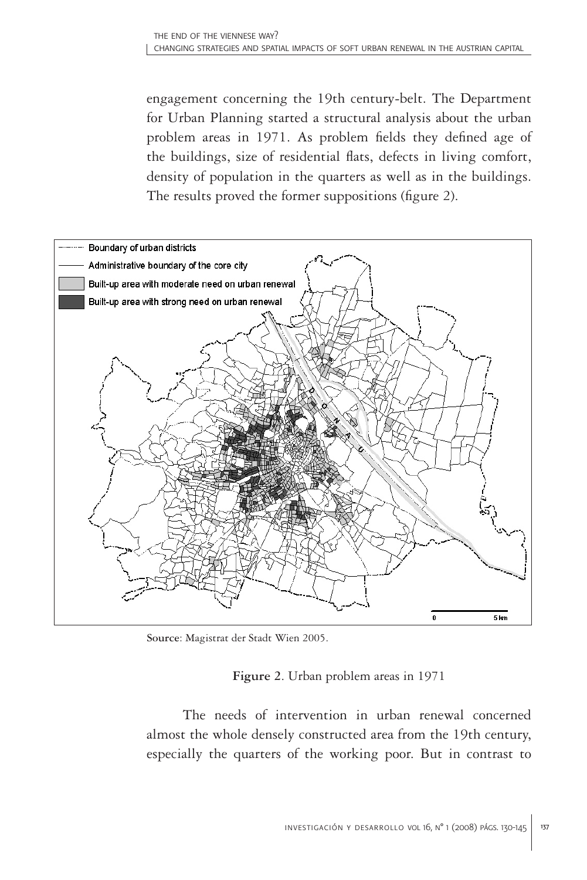engagement concerning the 19th century-belt. The Department for Urban Planning started a structural analysis about the urban problem areas in 1971. As problem fields they defined age of the buildings, size of residential flats, defects in living comfort, density of population in the quarters as well as in the buildings. The results proved the former suppositions (figure 2).

**Source**: Magistrat der Stadt Wien 2005.

**Figure 2**. Urban problem areas in 1971

The needs of intervention in urban renewal concerned almost the whole densely constructed area from the 19th century, especially the quarters of the working poor. But in contrast to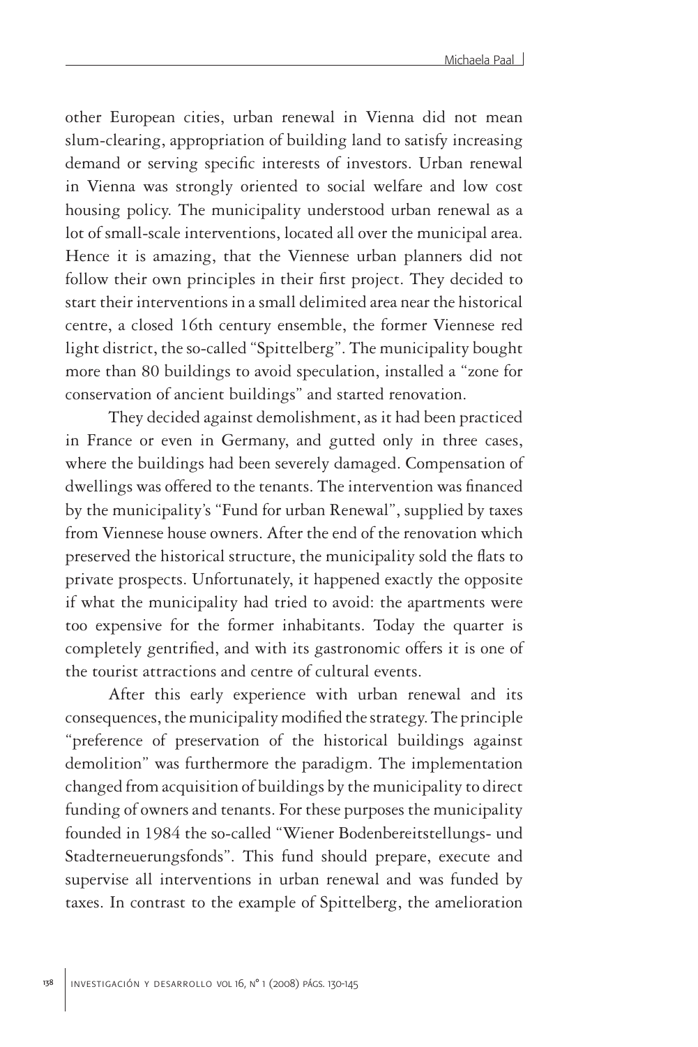other European cities, urban renewal in Vienna did not mean slum-clearing, appropriation of building land to satisfy increasing demand or serving specific interests of investors. Urban renewal in Vienna was strongly oriented to social welfare and low cost housing policy. The municipality understood urban renewal as a lot of small-scale interventions, located all over the municipal area. Hence it is amazing, that the Viennese urban planners did not follow their own principles in their first project. They decided to start their interventions in a small delimited area near the historical centre, a closed 16th century ensemble, the former Viennese red light district, the so-called "Spittelberg". The municipality bought more than 80 buildings to avoid speculation, installed a "zone for conservation of ancient buildings" and started renovation.

They decided against demolishment, as it had been practiced in France or even in Germany, and gutted only in three cases, where the buildings had been severely damaged. Compensation of dwellings was offered to the tenants. The intervention was financed by the municipality's "Fund for urban Renewal", supplied by taxes from Viennese house owners. After the end of the renovation which preserved the historical structure, the municipality sold the flats to private prospects. Unfortunately, it happened exactly the opposite if what the municipality had tried to avoid: the apartments were too expensive for the former inhabitants. Today the quarter is completely gentrified, and with its gastronomic offers it is one of the tourist attractions and centre of cultural events.

After this early experience with urban renewal and its consequences, the municipality modified the strategy. The principle "preference of preservation of the historical buildings against demolition" was furthermore the paradigm. The implementation changed from acquisition of buildings by the municipality to direct funding of owners and tenants. For these purposes the municipality founded in 1984 the so-called "Wiener Bodenbereitstellungs- und Stadterneuerungsfonds". This fund should prepare, execute and supervise all interventions in urban renewal and was funded by taxes. In contrast to the example of Spittelberg, the amelioration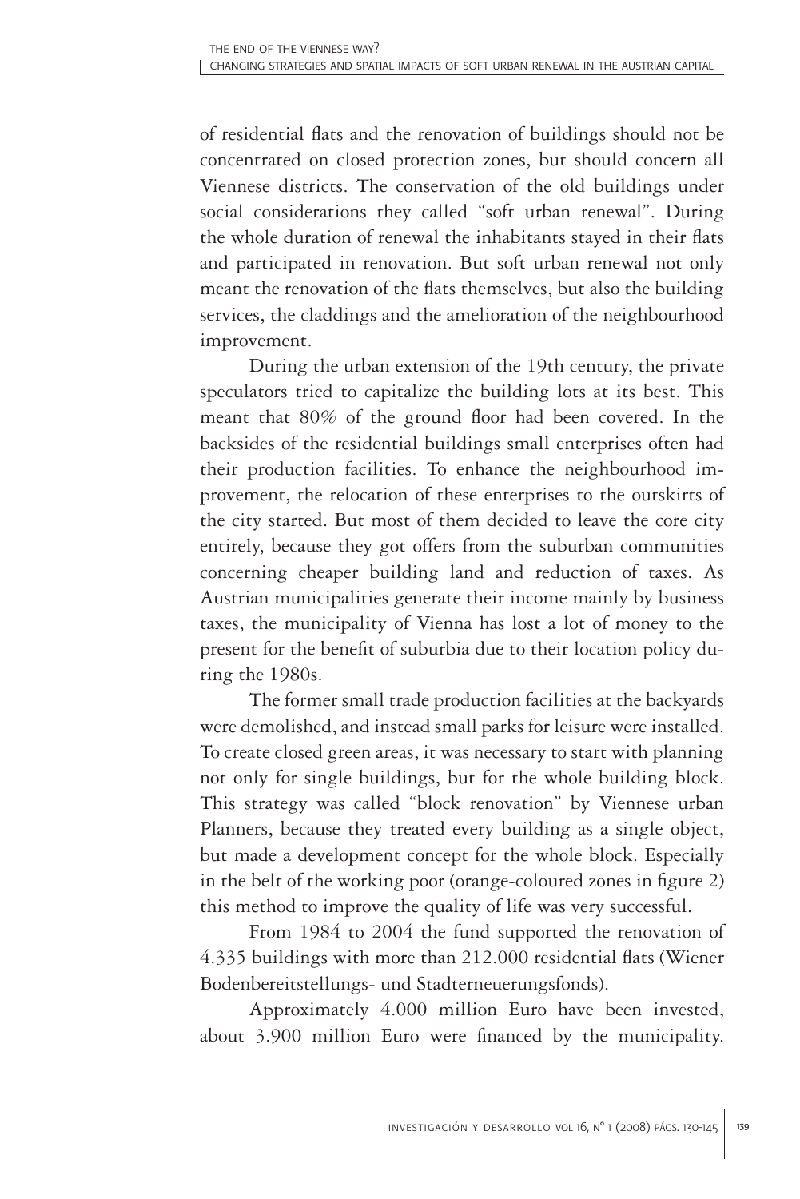of residential flats and the renovation of buildings should not be concentrated on closed protection zones, but should concern all Viennese districts. The conservation of the old buildings under social considerations they called "soft urban renewal". During the whole duration of renewal the inhabitants stayed in their flats and participated in renovation. But soft urban renewal not only meant the renovation of the flats themselves, but also the building services, the claddings and the amelioration of the neighbourhood improvement.

During the urban extension of the 19th century, the private speculators tried to capitalize the building lots at its best. This meant that 80% of the ground floor had been covered. In the backsides of the residential buildings small enterprises often had their production facilities. To enhance the neighbourhood improvement, the relocation of these enterprises to the outskirts of the city started. But most of them decided to leave the core city entirely, because they got offers from the suburban communities concerning cheaper building land and reduction of taxes. As Austrian municipalities generate their income mainly by business taxes, the municipality of Vienna has lost a lot of money to the present for the benefit of suburbia due to their location policy during the 1980s.

The former small trade production facilities at the backyards were demolished, and instead small parks for leisure were installed. To create closed green areas, it was necessary to start with planning not only for single buildings, but for the whole building block. This strategy was called "block renovation" by Viennese urban Planners, because they treated every building as a single object, but made a development concept for the whole block. Especially in the belt of the working poor (orange-coloured zones in figure 2) this method to improve the quality of life was very successful.

From 1984 to 2004 the fund supported the renovation of 4.335 buildings with more than 212.000 residential flats (Wiener Bodenbereitstellungs- und Stadterneuerungsfonds).

Approximately 4.000 million Euro have been invested, about 3.900 million Euro were financed by the municipality.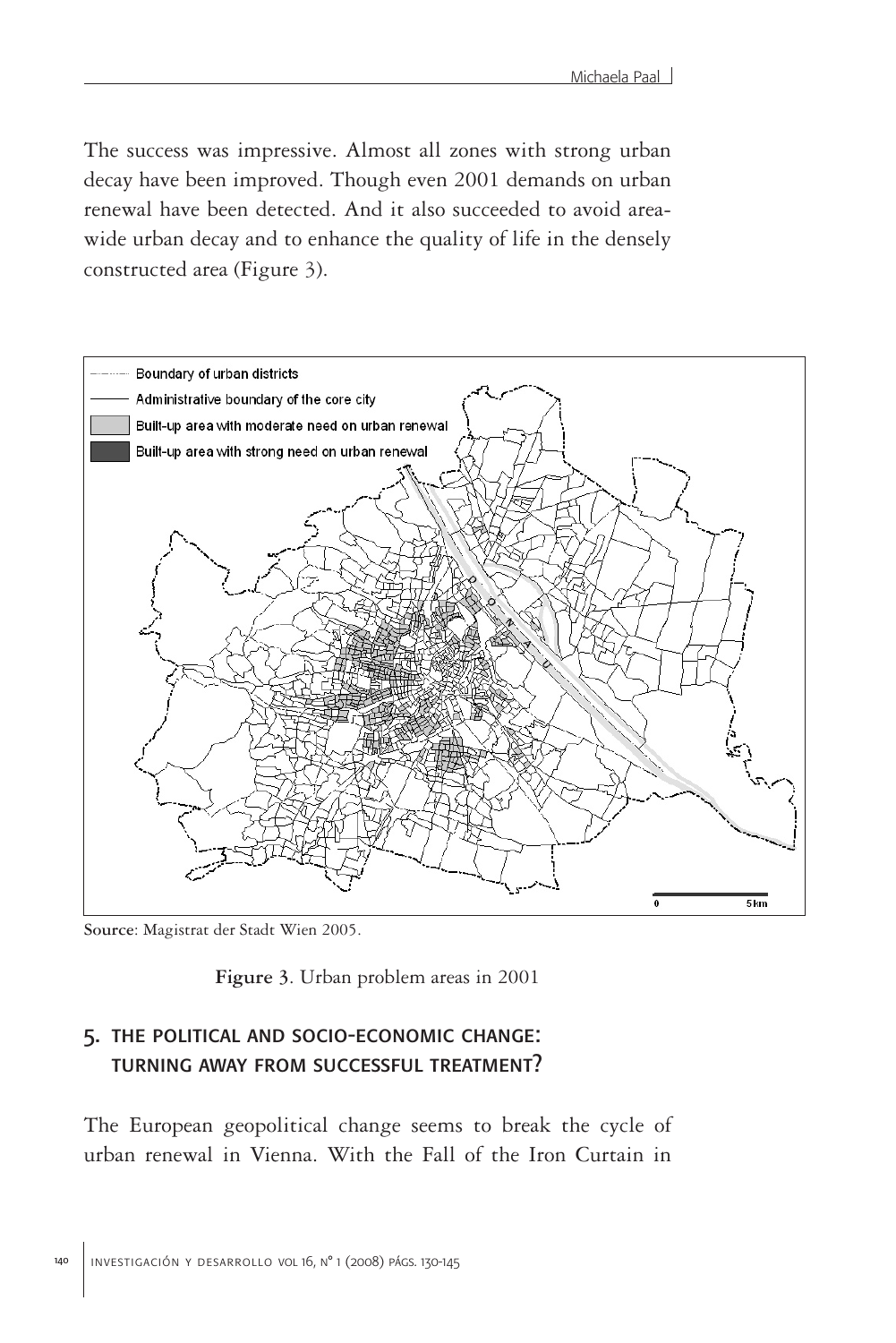The success was impressive. Almost all zones with strong urban decay have been improved. Though even 2001 demands on urban renewal have been detected. And it also succeeded to avoid area-wide urban decay and to enhance the quality of life in the densely constructed area (Figure 3).

Source: Magistrat der Stadt Wien 2005.

**Figure 3**. Urban problem areas in 2001

## 5. THE POLITICAL AND SOCIO-ECONOMIC CHANGE: TURNING AWAY FROM SUCCESSFUL TREATMENT?

The European geopolitical change seems to break the cycle of urban renewal in Vienna. With the Fall of the Iron Curtain in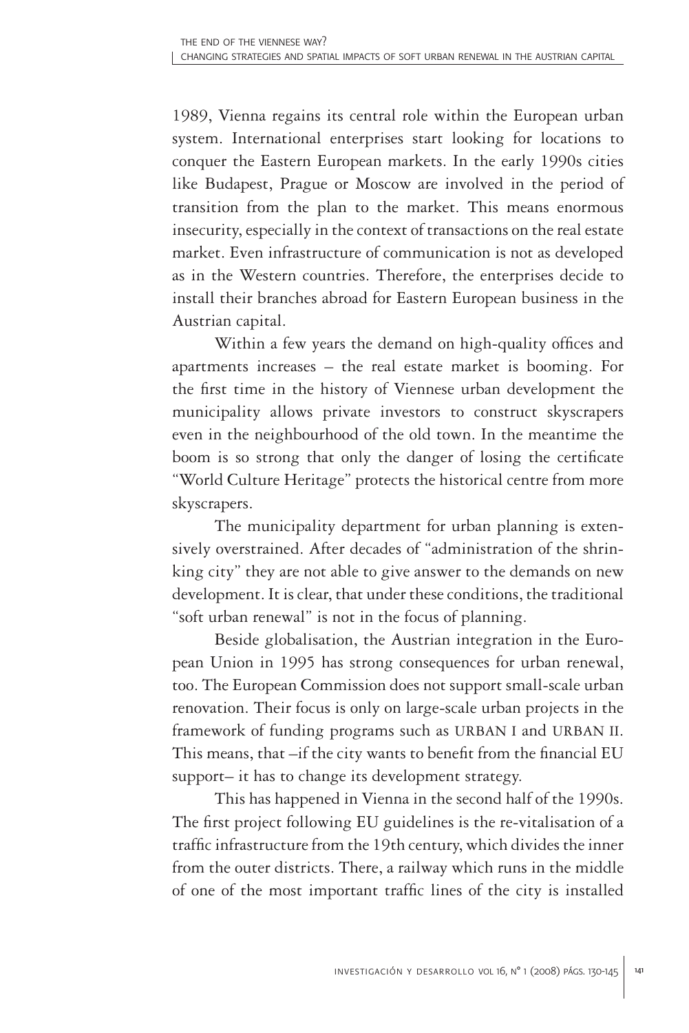1989, Vienna regains its central role within the European urban system. International enterprises start looking for locations to conquer the Eastern European markets. In the early 1990s cities like Budapest, Prague or Moscow are involved in the period of transition from the plan to the market. This means enormous insecurity, especially in the context of transactions on the real estate market. Even infrastructure of communication is not as developed as in the Western countries. Therefore, the enterprises decide to install their branches abroad for Eastern European business in the Austrian capital.

Within a few years the demand on high-quality offices and apartments increases – the real estate market is booming. For the first time in the history of Viennese urban development the municipality allows private investors to construct skyscrapers even in the neighbourhood of the old town. In the meantime the boom is so strong that only the danger of losing the certificate "World Culture Heritage" protects the historical centre from more skyscrapers.

The municipality department for urban planning is extensively overstrained. After decades of "administration of the shrinking city" they are not able to give answer to the demands on new development. It is clear, that under these conditions, the traditional "soft urban renewal" is not in the focus of planning.

Beside globalisation, the Austrian integration in the European Union in 1995 has strong consequences for urban renewal, too. The European Commission does not support small-scale urban renovation. Their focus is only on large-scale urban projects in the framework of funding programs such as URBAN I and URBAN II. This means, that –if the city wants to benefit from the financial EU support– it has to change its development strategy.

This has happened in Vienna in the second half of the 1990s. The first project following EU guidelines is the re-vitalisation of a traffic infrastructure from the 19th century, which divides the inner from the outer districts. There, a railway which runs in the middle of one of the most important traffic lines of the city is installed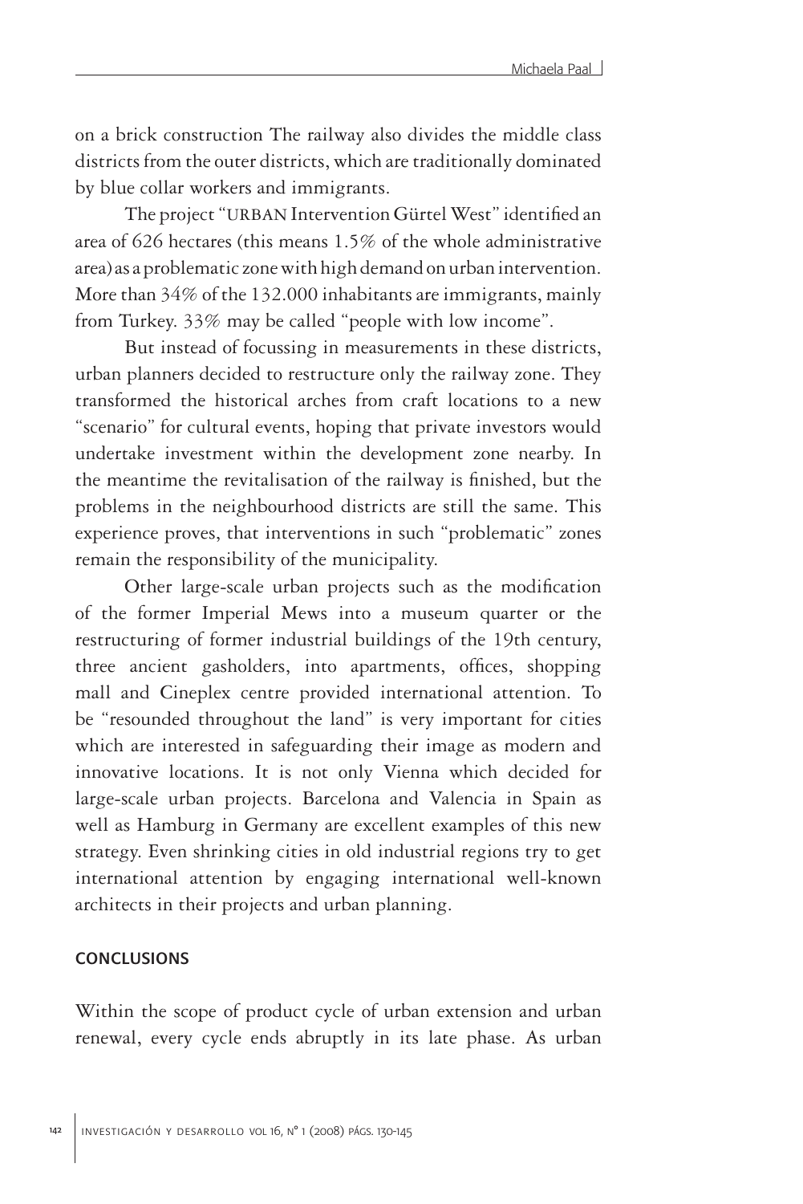on a brick construction The railway also divides the middle class districts from the outer districts, which are traditionally dominated by blue collar workers and immigrants.

The project "URBAN Intervention Gürtel West" identified an area of 626 hectares (this means 1.5% of the whole administrative area) as a problematic zone with high demand on urban intervention. More than 34% of the 132.000 inhabitants are immigrants, mainly from Turkey. 33% may be called "people with low income".

But instead of focussing in measurements in these districts, urban planners decided to restructure only the railway zone. They transformed the historical arches from craft locations to a new "scenario" for cultural events, hoping that private investors would undertake investment within the development zone nearby. In the meantime the revitalisation of the railway is finished, but the problems in the neighbourhood districts are still the same. This experience proves, that interventions in such "problematic" zones remain the responsibility of the municipality.

Other large-scale urban projects such as the modification of the former Imperial Mews into a museum quarter or the restructuring of former industrial buildings of the 19th century, three ancient gasholders, into apartments, offices, shopping mall and Cineplex centre provided international attention. To be "resounded throughout the land" is very important for cities which are interested in safeguarding their image as modern and innovative locations. It is not only Vienna which decided for large-scale urban projects. Barcelona and Valencia in Spain as well as Hamburg in Germany are excellent examples of this new strategy. Even shrinking cities in old industrial regions try to get international attention by engaging international well-known architects in their projects and urban planning.

## CONCLUSIONS

Within the scope of product cycle of urban extension and urban renewal, every cycle ends abruptly in its late phase. As urban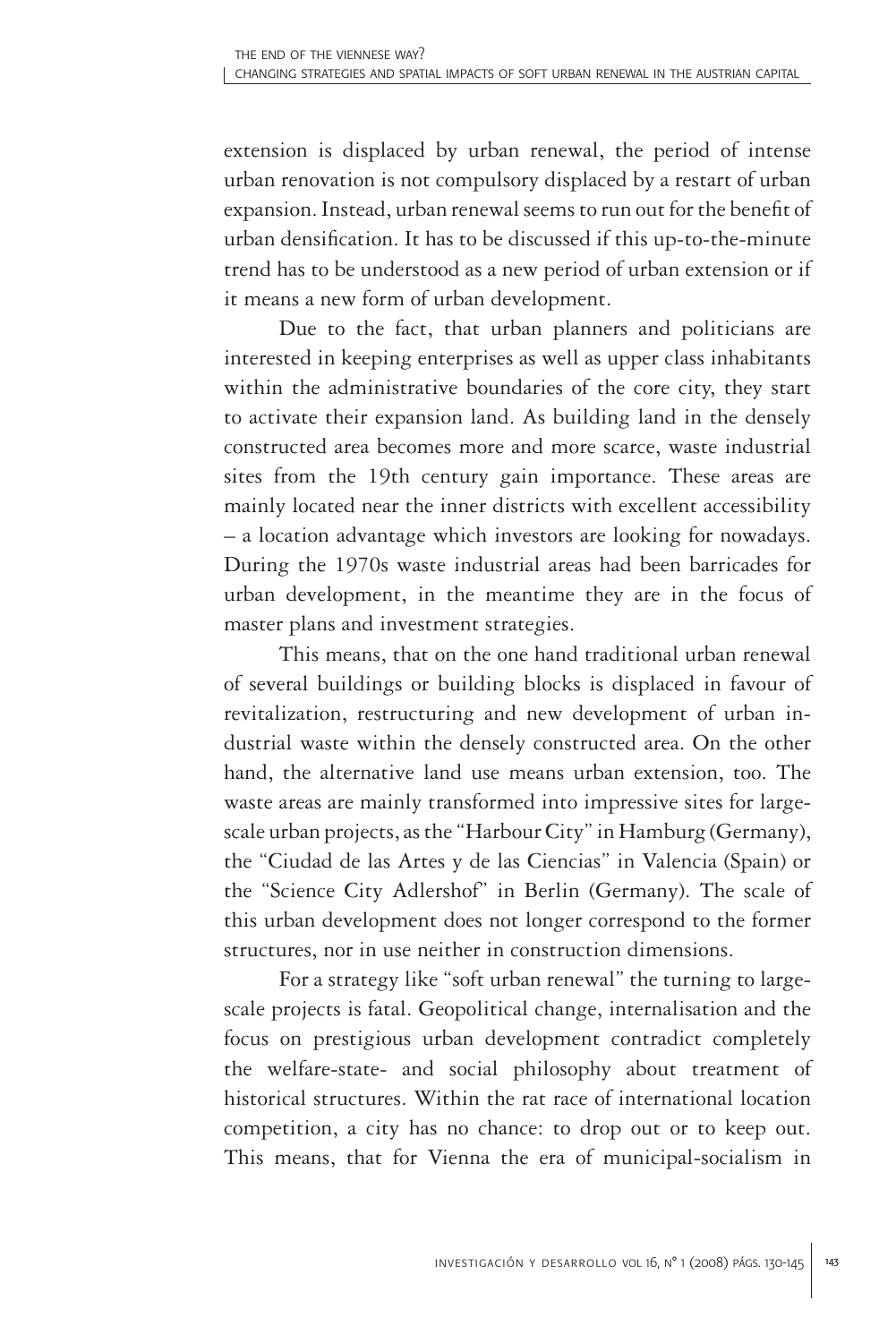extension is displaced by urban renewal, the period of intense urban renovation is not compulsory displaced by a restart of urban expansion. Instead, urban renewal seems to run out for the benefit of urban densification. It has to be discussed if this up-to-the-minute trend has to be understood as a new period of urban extension or if it means a new form of urban development.

Due to the fact, that urban planners and politicians are interested in keeping enterprises as well as upper class inhabitants within the administrative boundaries of the core city, they start to activate their expansion land. As building land in the densely constructed area becomes more and more scarce, waste industrial sites from the 19th century gain importance. These areas are mainly located near the inner districts with excellent accessibility – a location advantage which investors are looking for nowadays. During the 1970s waste industrial areas had been barricades for urban development, in the meantime they are in the focus of master plans and investment strategies.

This means, that on the one hand traditional urban renewal of several buildings or building blocks is displaced in favour of revitalization, restructuring and new development of urban industrial waste within the densely constructed area. On the other hand, the alternative land use means urban extension, too. The waste areas are mainly transformed into impressive sites for large-scale urban projects, as the "Harbour City" in Hamburg (Germany), the "Ciudad de las Artes y de las Ciencias" in Valencia (Spain) or the "Science City Adlershof" in Berlin (Germany). The scale of this urban development does not longer correspond to the former structures, nor in use neither in construction dimensions.

For a strategy like "soft urban renewal" the turning to large-scale projects is fatal. Geopolitical change, internalisation and the focus on prestigious urban development contradict completely the welfare-state- and social philosophy about treatment of historical structures. Within the rat race of international location competition, a city has no chance: to drop out or to keep out. This means, that for Vienna the era of municipal-socialism in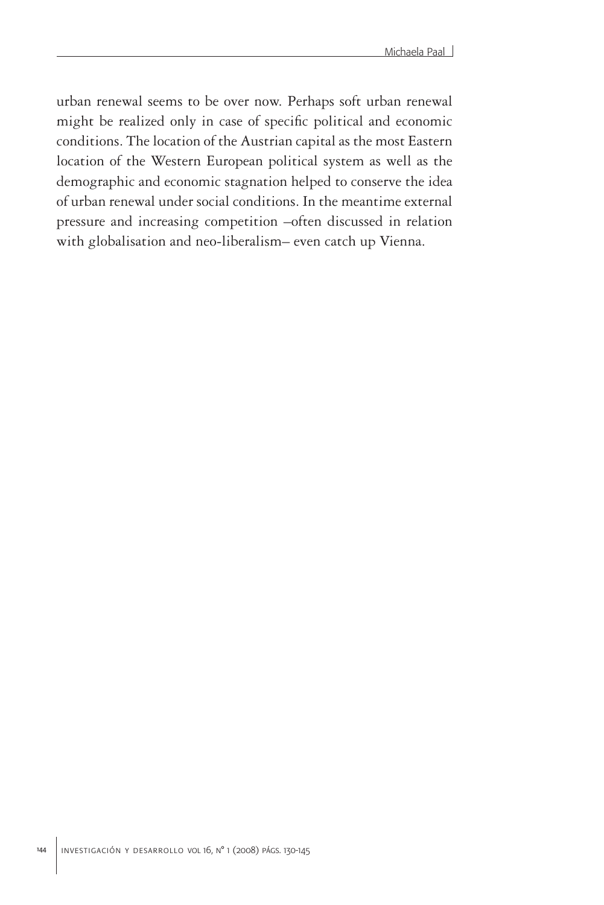urban renewal seems to be over now. Perhaps soft urban renewal might be realized only in case of specific political and economic conditions. The location of the Austrian capital as the most Eastern location of the Western European political system as well as the demographic and economic stagnation helped to conserve the idea of urban renewal under social conditions. In the meantime external pressure and increasing competition –often discussed in relation with globalisation and neo-liberalism– even catch up Vienna.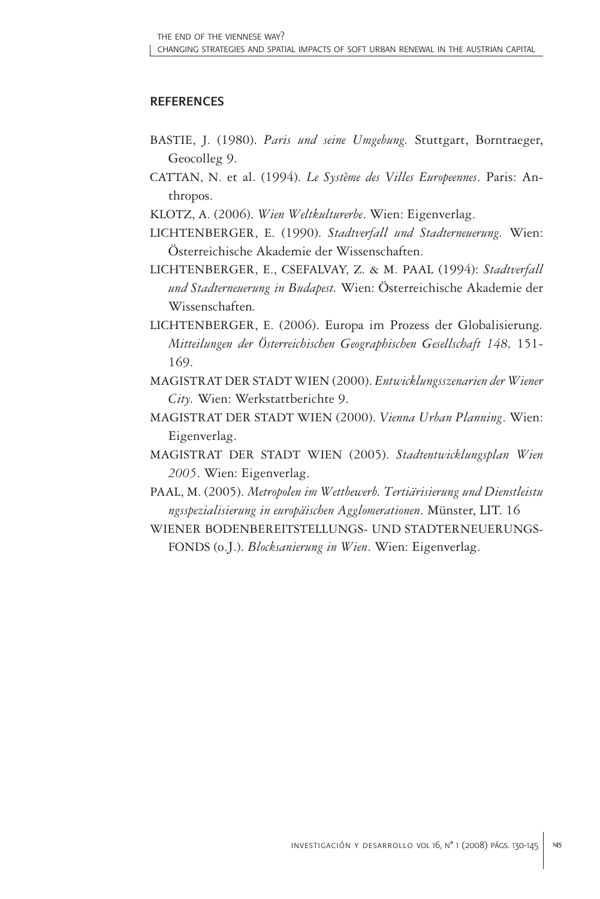## REFERENCES

BASTIE, J. (1980). *Paris und seine Umgebung.* Stuttgart, Borntraeger, Geocolleg 9.

CATTAN, N. et al. (1994). *Le Système des Villes Europeennes*. Paris: Anthropos.

KLOTZ, A. (2006). *Wien Weltkulturerbe*. Wien: Eigenverlag.

LICHTENBERGER, E. (1990). *Stadtverfall und Stadterneuerung.* Wien: Österreichische Akademie der Wissenschaften.

LICHTENBERGER, E., CSEFALVAY, Z. & M. PAAL (1994): *Stadtverfall und Stadterneuerung in Budapest.* Wien: Österreichische Akademie der Wissenschaften*.*

LICHTENBERGER, E. (2006). Europa im Prozess der Globalisierung*. Mitteilungen der Österreichischen Geographischen Gesellschaft 148,* 151-169.

MAGISTRAT DER STADT WIEN (2000). *Entwicklungsszenarien der Wiener City.* Wien: Werkstattberichte 9.

MAGISTRAT DER STADT WIEN (2000). *Vienna Urban Planning*. Wien: Eigenverlag.

MAGISTRAT DER STADT WIEN (2005). *Stadtentwicklungsplan Wien 2005*. Wien: Eigenverlag.

PAAL, M. (2005). *Metropolen im Wettbewerb. Tertiärisierung und Dienstleistungsspezialisierung in europäischen Agglomerationen*. Münster, LIT. 16

WIENER BODENBEREITSTELLUNGS- UND STADTERNEUERUNGS-FONDS (o.J.). *Blocksanierung in Wien*. Wien: Eigenverlag.